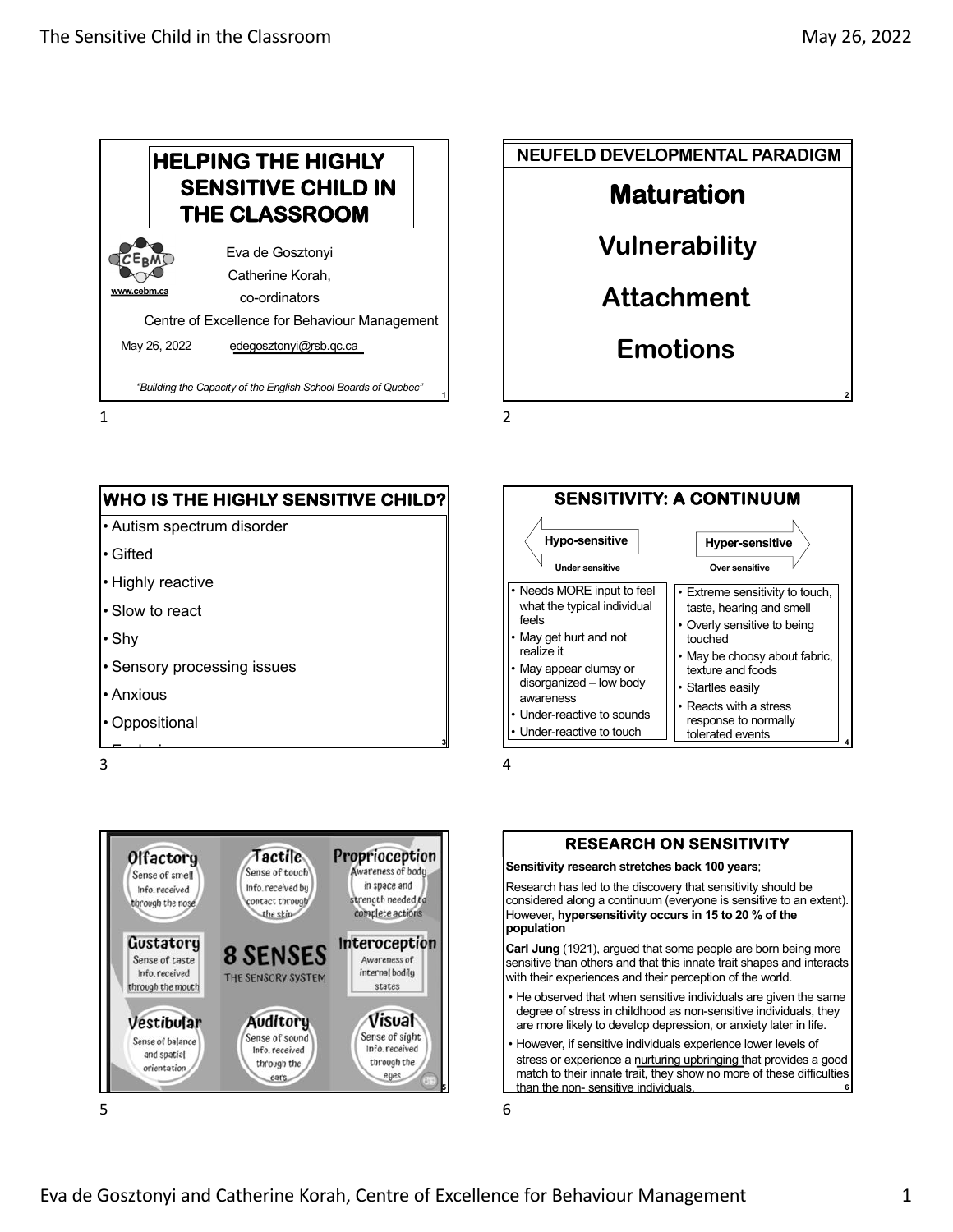# HELPING THE HIGHLY SENSITIVE CHILD IN THE CLASSROOM

www.cebm.ca

Eva de Gosztonyi
Catherine Korah,
co-ordinators

Centre of Excellence for Behaviour Management

May 26, 2022 edegosztonyi@rsb.qc.ca

*"Building the Capacity of the English School Boards of Quebec"*

## NEUFELD DEVELOPMENTAL PARADIGM

**Maturation**

**Vulnerability**

**Attachment**

**Emotions**

## WHO IS THE HIGHLY SENSITIVE CHILD?

- Autism spectrum disorder
- Gifted
- Highly reactive
- Slow to react
- Shy
- Sensory processing issues
- Anxious
- Oppositional

## SENSITIVITY: A CONTINUUM

| Hypo-sensitive (Under sensitive) | Hyper-sensitive (Over sensitive) |
|---|---|
| • Needs MORE input to feel what the typical individual feels<br>• May get hurt and not realize it<br>• May appear clumsy or disorganized – low body awareness<br>• Under-reactive to sounds<br>• Under-reactive to touch | • Extreme sensitivity to touch, taste, hearing and smell<br>• Overly sensitive to being touched<br>• May be choosy about fabric, texture and foods<br>• Startles easily<br>• Reacts with a stress response to normally tolerated events |

## 8 SENSES – THE SENSORY SYSTEM

- **Olfactory** – Sense of smell. Info. received through the nose
- **Tactile** – Sense of touch. Info. received by contact through the skin
- **Proprioception** – Awareness of body in space and strength needed to complete actions
- **Gustatory** – Sense of taste. Info. received through the mouth
- **Interoception** – Awareness of internal bodily states
- **Vestibular** – Sense of balance and spatial orientation
- **Auditory** – Sense of sound. Info. received through the ears
- **Visual** – Sense of sight. Info. received through the eyes

## RESEARCH ON SENSITIVITY

**Sensitivity research stretches back 100 years**;

Research has led to the discovery that sensitivity should be considered along a continuum (everyone is sensitive to an extent). However, **hypersensitivity occurs in 15 to 20 % of the population**

**Carl Jung** (1921), argued that some people are born being more sensitive than others and that this innate trait shapes and interacts with their experiences and their perception of the world.

- He observed that when sensitive individuals are given the same degree of stress in childhood as non-sensitive individuals, they are more likely to develop depression, or anxiety later in life.
- However, if sensitive individuals experience lower levels of stress or experience a nurturing upbringing that provides a good match to their innate trait, they show no more of these difficulties than the non- sensitive individuals.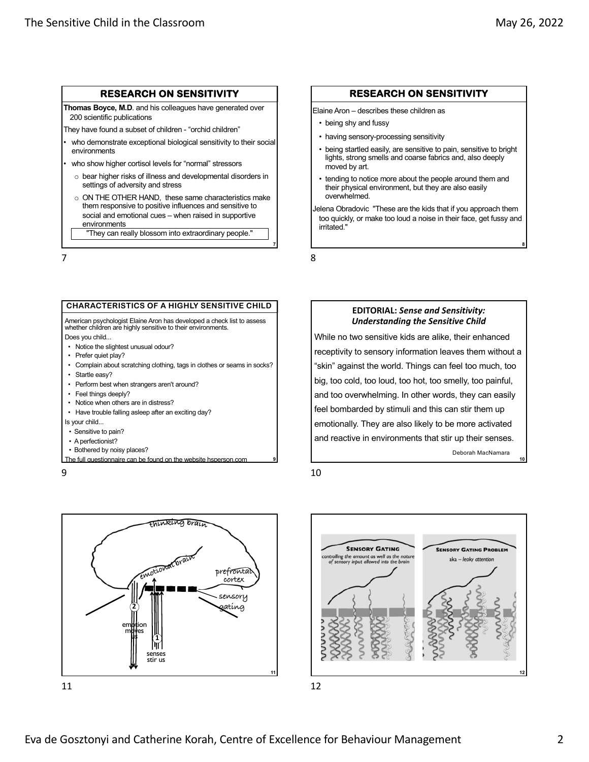## RESEARCH ON SENSITIVITY

**Thomas Boyce, M.D**. and his colleagues have generated over 200 scientific publications

They have found a subset of children - "orchid children"

- who demonstrate exceptional biological sensitivity to their social environments
- who show higher cortisol levels for "normal" stressors
  - bear higher risks of illness and developmental disorders in settings of adversity and stress
  - ON THE OTHER HAND, these same characteristics make them responsive to positive influences and sensitive to social and emotional cues – when raised in supportive environments

"They can really blossom into extraordinary people."

## RESEARCH ON SENSITIVITY

Elaine Aron – describes these children as

- being shy and fussy
- having sensory-processing sensitivity
- being startled easily, are sensitive to pain, sensitive to bright lights, strong smells and coarse fabrics and, also deeply moved by art.
- tending to notice more about the people around them and their physical environment, but they are also easily overwhelmed.

Jelena Obradovic "These are the kids that if you approach them too quickly, or make too loud a noise in their face, get fussy and irritated."

## CHARACTERISTICS OF A HIGHLY SENSITIVE CHILD

American psychologist Elaine Aron has developed a check list to assess whether children are highly sensitive to their environments.

Does you child...

- Notice the slightest unusual odour?
- Prefer quiet play?
- Complain about scratching clothing, tags in clothes or seams in socks?
- Startle easy?
- Perform best when strangers aren't around?
- Feel things deeply?
- Notice when others are in distress?
- Have trouble falling asleep after an exciting day?

Is your child...

- Sensitive to pain?
- A perfectionist?
- Bothered by noisy places?

The full questionnaire can be found on the website hsperson.com

## EDITORIAL: *Sense and Sensitivity: Understanding the Sensitive Child*

While no two sensitive kids are alike, their enhanced receptivity to sensory information leaves them without a "skin" against the world. Things can feel too much, too big, too cold, too loud, too hot, too smelly, too painful, and too overwhelming. In other words, they can easily feel bombarded by stimuli and this can stir them up emotionally. They are also likely to be more activated and reactive in environments that stir up their senses.

Deborah MacNamara

thinking brain

emotional brain

prefrontal cortex

sensory gating

2 emotion moves us

1 senses stir us

**SENSORY GATING**

controlling the amount as well as the nature of sensory input allowed into the brain

**SENSORY GATING PROBLEM**

aka – leaky attention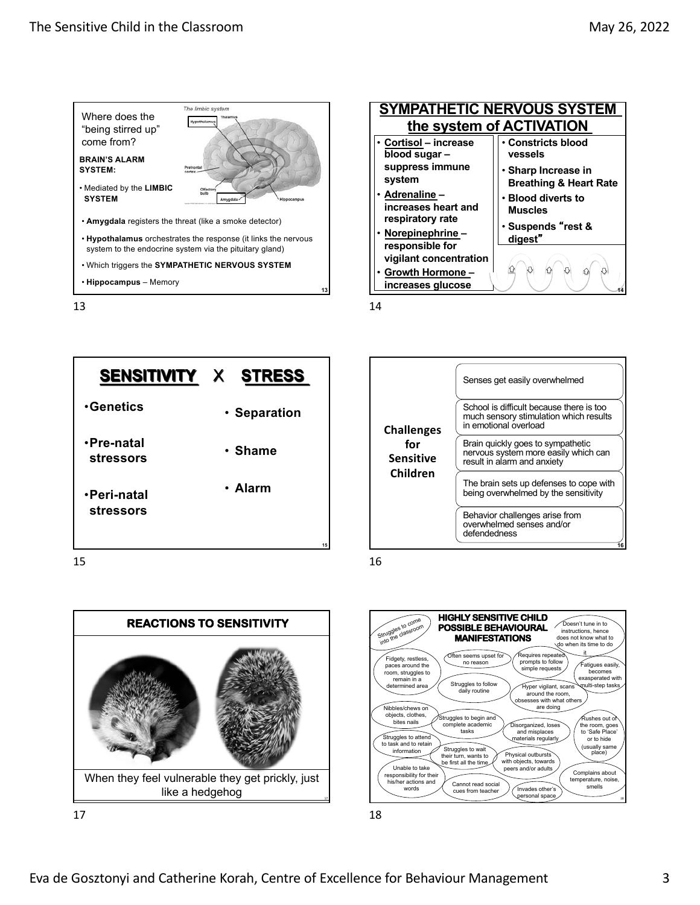## Slide 13

Where does the "being stirred up" come from?

**BRAIN'S ALARM SYSTEM:**

- Mediated by the **LIMBIC SYSTEM**
- **Amygdala** registers the threat (like a smoke detector)
- **Hypothalamus** orchestrates the response (it links the nervous system to the endocrine system via the pituitary gland)
- Which triggers the **SYMPATHETIC NERVOUS SYSTEM**
- **Hippocampus** – Memory

## Slide 14

### SYMPATHETIC NERVOUS SYSTEM the system of ACTIVATION

- **Cortisol – increase blood sugar – suppress immune system**
- **Adrenaline – increases heart and respiratory rate**
- **Norepinephrine – responsible for vigilant concentration**
- **Growth Hormone – increases glucose**

- **Constricts blood vessels**
- **Sharp Increase in Breathing & Heart Rate**
- **Blood diverts to Muscles**
- **Suspends "rest & digest"**

## Slide 15

### SENSITIVITY X STRESS

| SENSITIVITY | STRESS |
|---|---|
| Genetics | Separation |
| Pre-natal stressors | Shame |
| Peri-natal stressors | Alarm |

## Slide 16

**Challenges for Sensitive Children**

- Senses get easily overwhelmed
- School is difficult because there is too much sensory stimulation which results in emotional overload
- Brain quickly goes to sympathetic nervous system more easily which can result in alarm and anxiety
- The brain sets up defenses to cope with being overwhelmed by the sensitivity
- Behavior challenges arise from overwhelmed senses and/or defendedness

## Slide 17

### REACTIONS TO SENSITIVITY

When they feel vulnerable they get prickly, just like a hedgehog

## Slide 18

### HIGHLY SENSITIVE CHILD POSSIBLE BEHAVIOURAL MANIFESTATIONS

- Struggles to come into the classroom
- Doesn't tune in to instructions, hence does not know what to do when its time to do it
- Fidgety, restless, paces around the room, struggles to remain in a determined area
- Often seems upset for no reason
- Requires repeated prompts to follow simple requests
- Fatigues easily, becomes exasperated with multi-step tasks
- Struggles to follow daily routine
- Hyper vigilant, scans around the room, obsesses with what others are doing
- Nibbles/chews on objects, clothes, bites nails
- Struggles to begin and complete academic tasks
- Disorganized, loses and misplaces materials regularly
- Rushes out of the room, goes to 'Safe Place' or to hide (usually same place)
- Struggles to attend to task and to retain information
- Struggles to wait their turn, wants to be first all the time
- Physical outbursts with objects, towards peers and/or adults
- Unable to take responsibility for their his/her actions and words
- Cannot read social cues from teacher
- Invades other's personal space
- Complains about temperature, noise, smells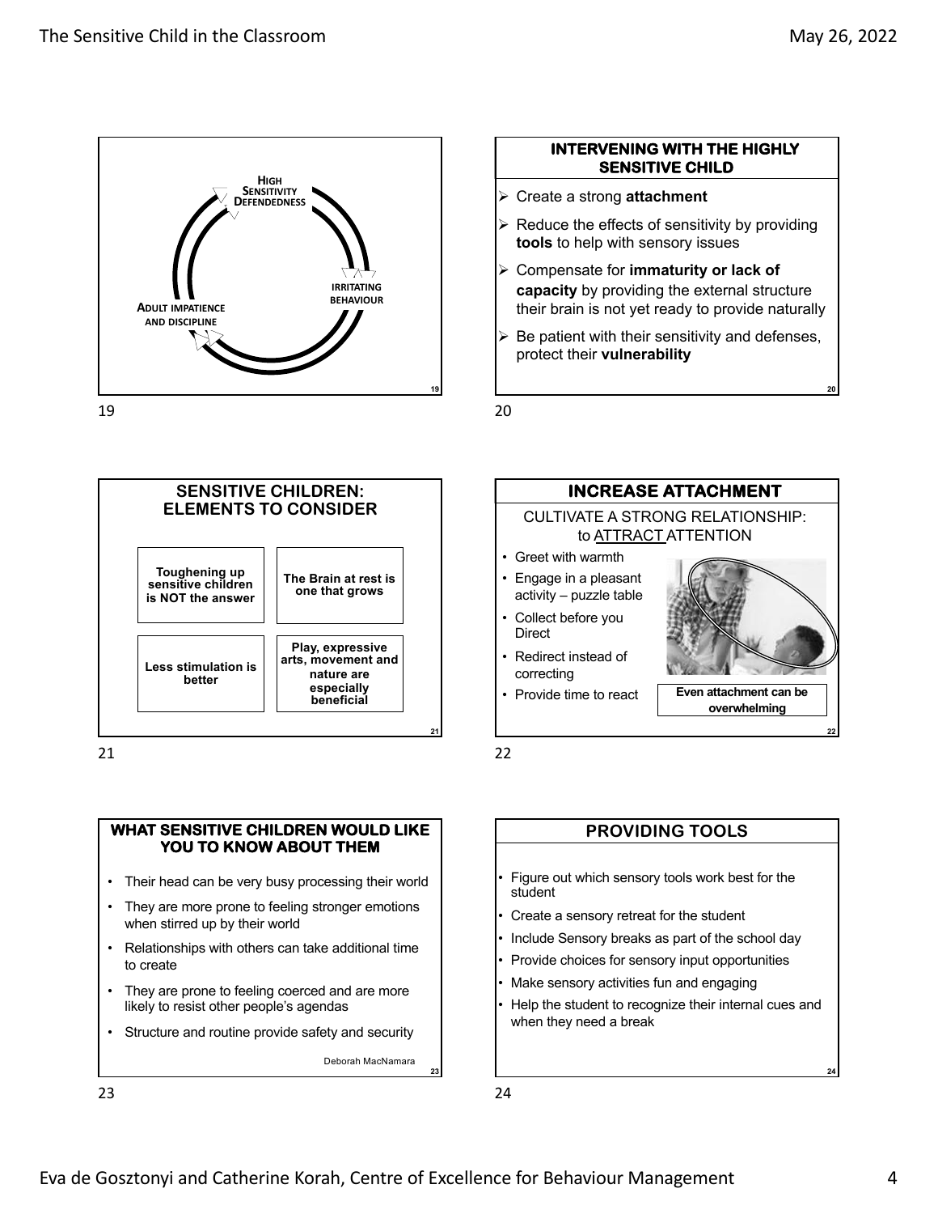High Sensitivity Defendedness

Irritating Behaviour

Adult Impatience and Discipline

## INTERVENING WITH THE HIGHLY SENSITIVE CHILD

- Create a strong **attachment**
- Reduce the effects of sensitivity by providing **tools** to help with sensory issues
- Compensate for **immaturity or lack of capacity** by providing the external structure their brain is not yet ready to provide naturally
- Be patient with their sensitivity and defenses, protect their **vulnerability**

## SENSITIVE CHILDREN: ELEMENTS TO CONSIDER

- **Toughening up sensitive children is NOT the answer**
- **The Brain at rest is one that grows**
- **Less stimulation is better**
- **Play, expressive arts, movement and nature are especially beneficial**

## INCREASE ATTACHMENT

CULTIVATE A STRONG RELATIONSHIP: to ATTRACT ATTENTION

- Greet with warmth
- Engage in a pleasant activity – puzzle table
- Collect before you Direct
- Redirect instead of correcting
- Provide time to react

**Even attachment can be overwhelming**

## WHAT SENSITIVE CHILDREN WOULD LIKE YOU TO KNOW ABOUT THEM

- Their head can be very busy processing their world
- They are more prone to feeling stronger emotions when stirred up by their world
- Relationships with others can take additional time to create
- They are prone to feeling coerced and are more likely to resist other people's agendas
- Structure and routine provide safety and security

Deborah MacNamara

## PROVIDING TOOLS

- Figure out which sensory tools work best for the student
- Create a sensory retreat for the student
- Include Sensory breaks as part of the school day
- Provide choices for sensory input opportunities
- Make sensory activities fun and engaging
- Help the student to recognize their internal cues and when they need a break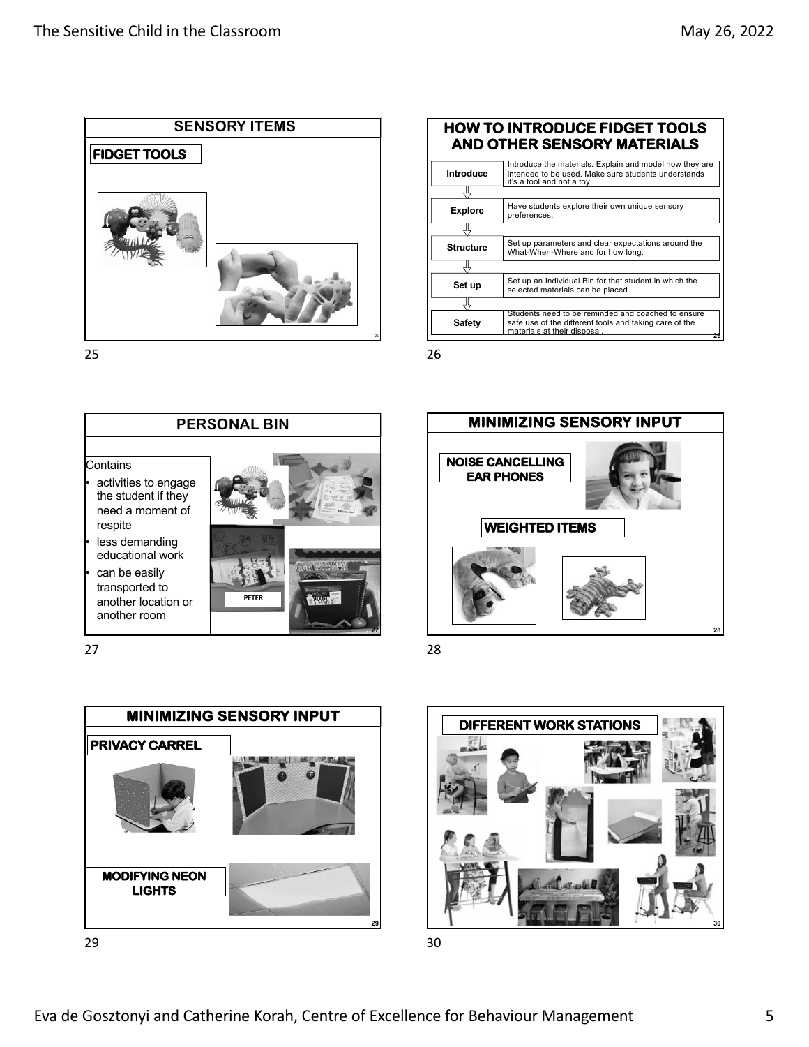## SENSORY ITEMS

**FIDGET TOOLS**

## HOW TO INTRODUCE FIDGET TOOLS AND OTHER SENSORY MATERIALS

| | |
|---|---|
| **Introduce** | Introduce the materials. Explain and model how they are intended to be used. Make sure students understands it's a tool and not a toy. |
| **Explore** | Have students explore their own unique sensory preferences. |
| **Structure** | Set up parameters and clear expectations around the What-When-Where and for how long. |
| **Set up** | Set up an Individual Bin for that student in which the selected materials can be placed. |
| **Safety** | Students need to be reminded and coached to ensure safe use of the different tools and taking care of the materials at their disposal. |

## PERSONAL BIN

Contains

- activities to engage the student if they need a moment of respite
- less demanding educational work
- can be easily transported to another location or another room

PETER

## MINIMIZING SENSORY INPUT

**NOISE CANCELLING EAR PHONES**

**WEIGHTED ITEMS**

## MINIMIZING SENSORY INPUT

**PRIVACY CARREL**

**MODIFYING NEON LIGHTS**

## DIFFERENT WORK STATIONS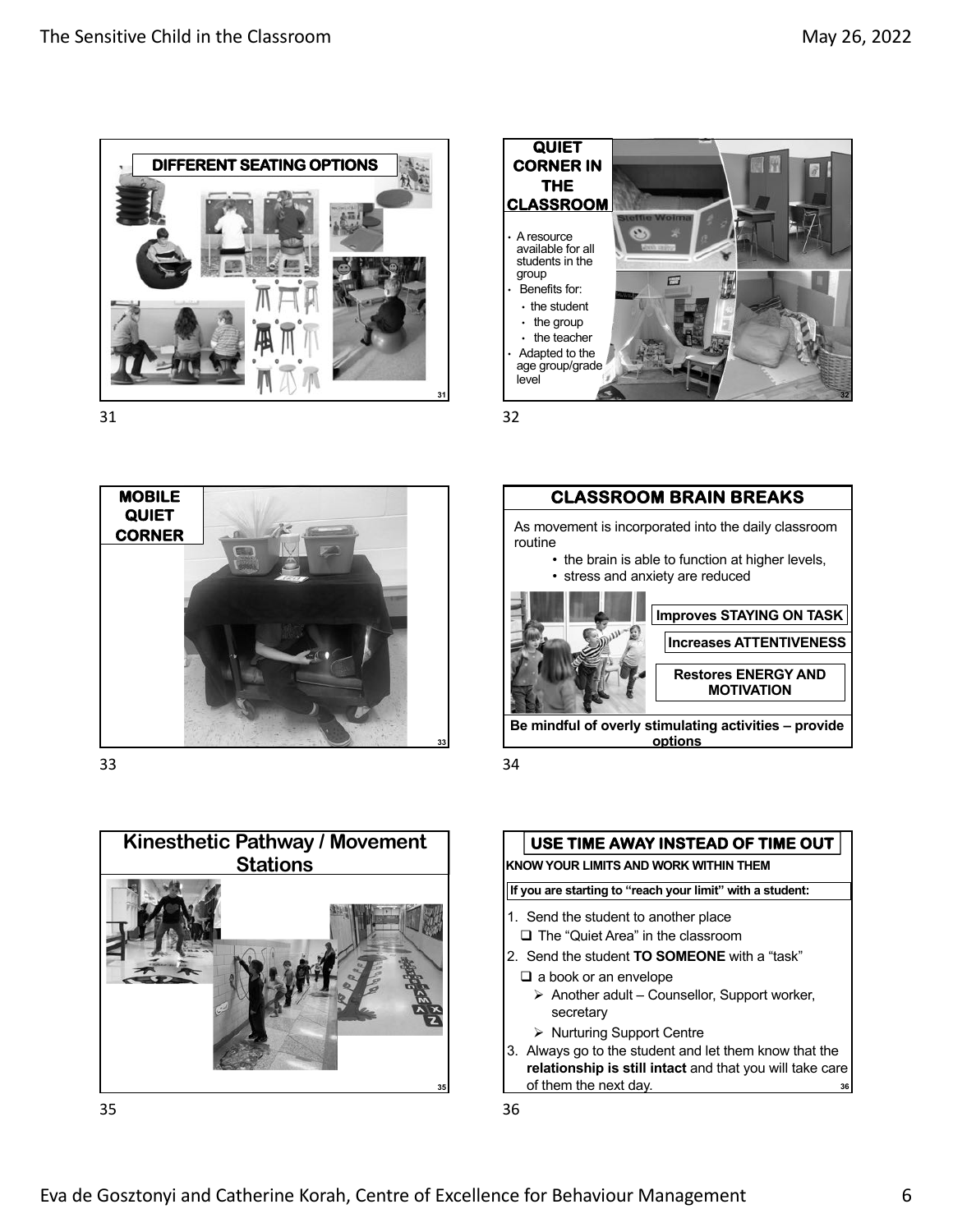## DIFFERENT SEATING OPTIONS

31

## QUIET CORNER IN THE CLASSROOM

- A resource available for all students in the group
- Benefits for:
  - the student
  - the group
  - the teacher
- Adapted to the age group/grade level

32

## MOBILE QUIET CORNER

33

## CLASSROOM BRAIN BREAKS

As movement is incorporated into the daily classroom routine

- the brain is able to function at higher levels,
- stress and anxiety are reduced

**Improves STAYING ON TASK**

**Increases ATTENTIVENESS**

**Restores ENERGY AND MOTIVATION**

**Be mindful of overly stimulating activities – provide options**

34

## Kinesthetic Pathway / Movement Stations

35

## USE TIME AWAY INSTEAD OF TIME OUT

**KNOW YOUR LIMITS AND WORK WITHIN THEM**

**If you are starting to "reach your limit" with a student:**

1. Send the student to another place
   - The "Quiet Area" in the classroom
2. Send the student **TO SOMEONE** with a "task"
   - a book or an envelope
     - Another adult – Counsellor, Support worker, secretary
     - Nurturing Support Centre
3. Always go to the student and let them know that the **relationship is still intact** and that you will take care of them the next day.

36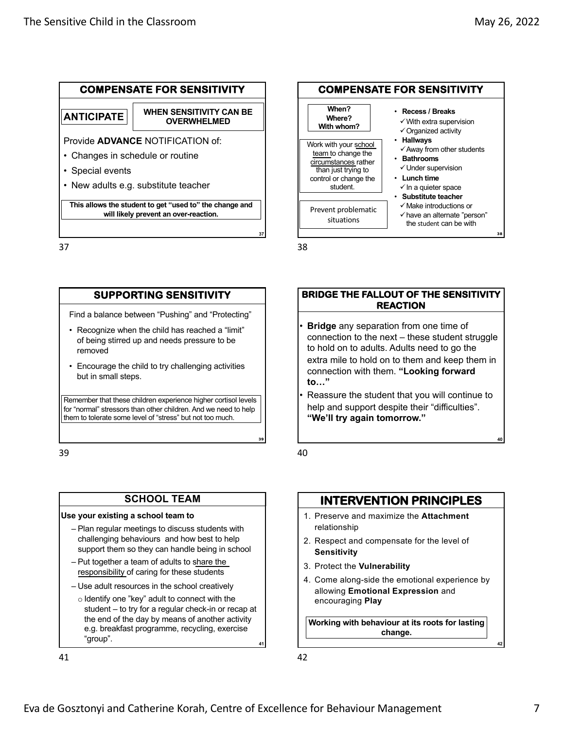## COMPENSATE FOR SENSITIVITY

**ANTICIPATE** — **WHEN SENSITIVITY CAN BE OVERWHELMED**

Provide **ADVANCE** NOTIFICATION of:

- Changes in schedule or routine
- Special events
- New adults e.g. substitute teacher

**This allows the student to get "used to" the change and will likely prevent an over-reaction.**

## COMPENSATE FOR SENSITIVITY

**When? Where? With whom?**

Work with your school team to change the circumstances rather than just trying to control or change the student.

Prevent problematic situations

- **Recess / Breaks**
  - ✓ With extra supervision
  - ✓ Organized activity
- **Hallways**
  - ✓ Away from other students
- **Bathrooms**
  - ✓ Under supervision
- **Lunch time**
  - ✓ In a quieter space
- **Substitute teacher**
  - ✓ Make introductions or
  - ✓ have an alternate "person" the student can be with

## SUPPORTING SENSITIVITY

Find a balance between "Pushing" and "Protecting"

- Recognize when the child has reached a "limit" of being stirred up and needs pressure to be removed
- Encourage the child to try challenging activities but in small steps.

Remember that these children experience higher cortisol levels for "normal" stressors than other children. And we need to help them to tolerate some level of "stress" but not too much.

## BRIDGE THE FALLOUT OF THE SENSITIVITY REACTION

- **Bridge** any separation from one time of connection to the next – these student struggle to hold on to adults. Adults need to go the extra mile to hold on to them and keep them in connection with them. **"Looking forward to…"**
- Reassure the student that you will continue to help and support despite their "difficulties". **"We'll try again tomorrow."**

## SCHOOL TEAM

**Use your existing a school team to**

- Plan regular meetings to discuss students with challenging behaviours and how best to help support them so they can handle being in school
- Put together a team of adults to share the responsibility of caring for these students
- Use adult resources in the school creatively
  - Identify one "key" adult to connect with the student – to try for a regular check-in or recap at the end of the day by means of another activity e.g. breakfast programme, recycling, exercise "group".

## INTERVENTION PRINCIPLES

1. Preserve and maximize the **Attachment** relationship
2. Respect and compensate for the level of **Sensitivity**
3. Protect the **Vulnerability**
4. Come along-side the emotional experience by allowing **Emotional Expression** and encouraging **Play**

**Working with behaviour at its roots for lasting change.**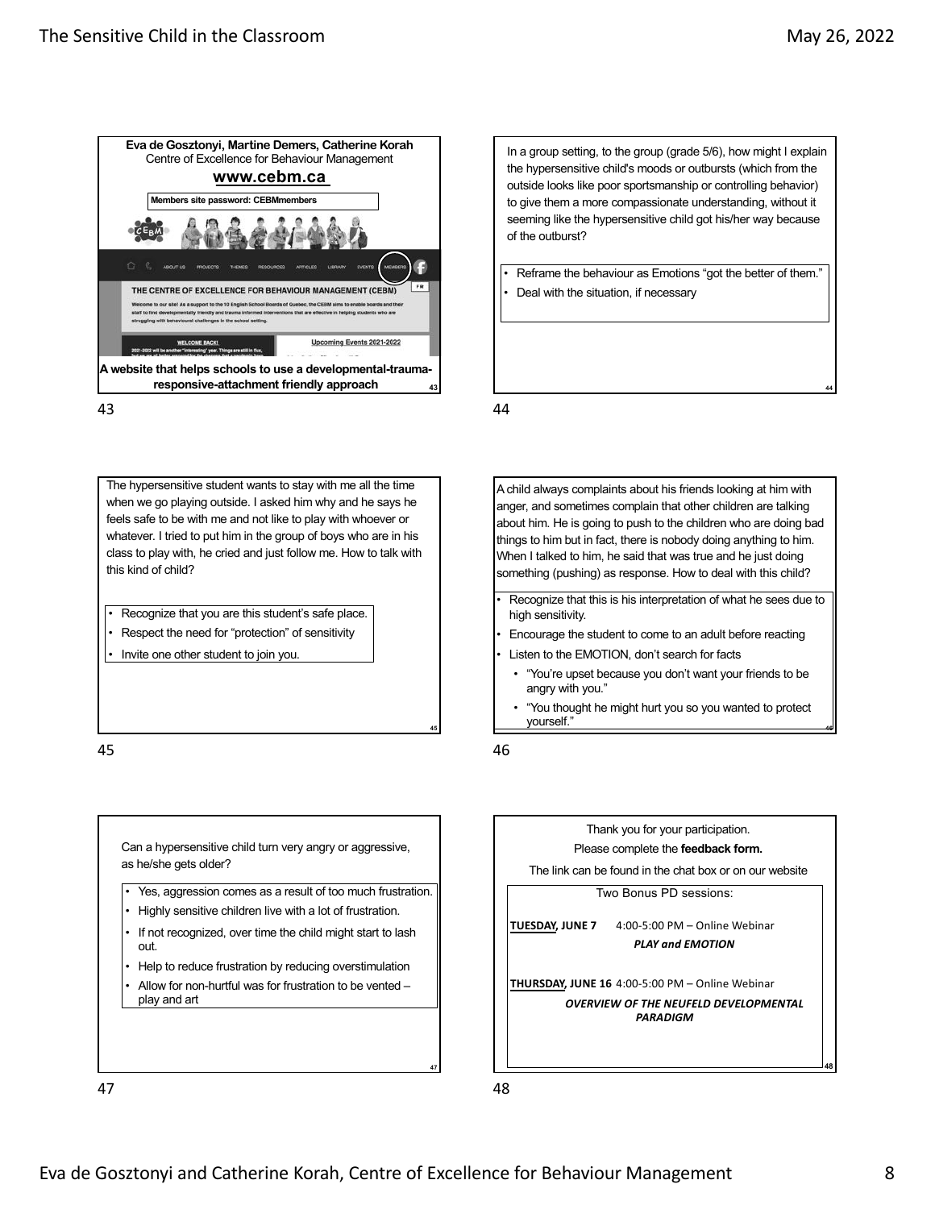**Eva de Gosztonyi, Martine Demers, Catherine Korah**
Centre of Excellence for Behaviour Management

**www.cebm.ca**

**Members site password: CEBMmembers**

ABOUT US PROJECTS THEMES RESOURCES ARTICLES LIBRARY EVENTS MEMBERS

THE CENTRE OF EXCELLENCE FOR BEHAVIOUR MANAGEMENT (CEBM)

Welcome to our site! As a support to the 10 English School Boards of Quebec, the CEBM aims to enable boards and their staff to find developmentally friendly and trauma informed interventions that are effective in helping students who are struggling with behavioural challenges in the school setting.

WELCOME BACK!

Upcoming Events 2021-2022

**A website that helps schools to use a developmental-trauma-responsive-attachment friendly approach**

43

---

In a group setting, to the group (grade 5/6), how might I explain the hypersensitive child's moods or outbursts (which from the outside looks like poor sportsmanship or controlling behavior) to give them a more compassionate understanding, without it seeming like the hypersensitive child got his/her way because of the outburst?

- Reframe the behaviour as Emotions "got the better of them."
- Deal with the situation, if necessary

44

---

The hypersensitive student wants to stay with me all the time when we go playing outside. I asked him why and he says he feels safe to be with me and not like to play with whoever or whatever. I tried to put him in the group of boys who are in his class to play with, he cried and just follow me. How to talk with this kind of child?

- Recognize that you are this student's safe place.
- Respect the need for "protection" of sensitivity
- Invite one other student to join you.

45

---

A child always complaints about his friends looking at him with anger, and sometimes complain that other children are talking about him. He is going to push to the children who are doing bad things to him but in fact, there is nobody doing anything to him. When I talked to him, he said that was true and he just doing something (pushing) as response. How to deal with this child?

- Recognize that this is his interpretation of what he sees due to high sensitivity.
- Encourage the student to come to an adult before reacting
- Listen to the EMOTION, don't search for facts
  - "You're upset because you don't want your friends to be angry with you."
  - "You thought he might hurt you so you wanted to protect yourself."

46

---

Can a hypersensitive child turn very angry or aggressive, as he/she gets older?

- Yes, aggression comes as a result of too much frustration.
- Highly sensitive children live with a lot of frustration.
- If not recognized, over time the child might start to lash out.
- Help to reduce frustration by reducing overstimulation
- Allow for non-hurtful was for frustration to be vented – play and art

47

---

Thank you for your participation.

Please complete the **feedback form.**

The link can be found in the chat box or on our website

Two Bonus PD sessions:

**TUESDAY, JUNE 7** 4:00-5:00 PM – Online Webinar
***PLAY and EMOTION***

**THURSDAY, JUNE 16** 4:00-5:00 PM – Online Webinar
***OVERVIEW OF THE NEUFELD DEVELOPMENTAL PARADIGM***

48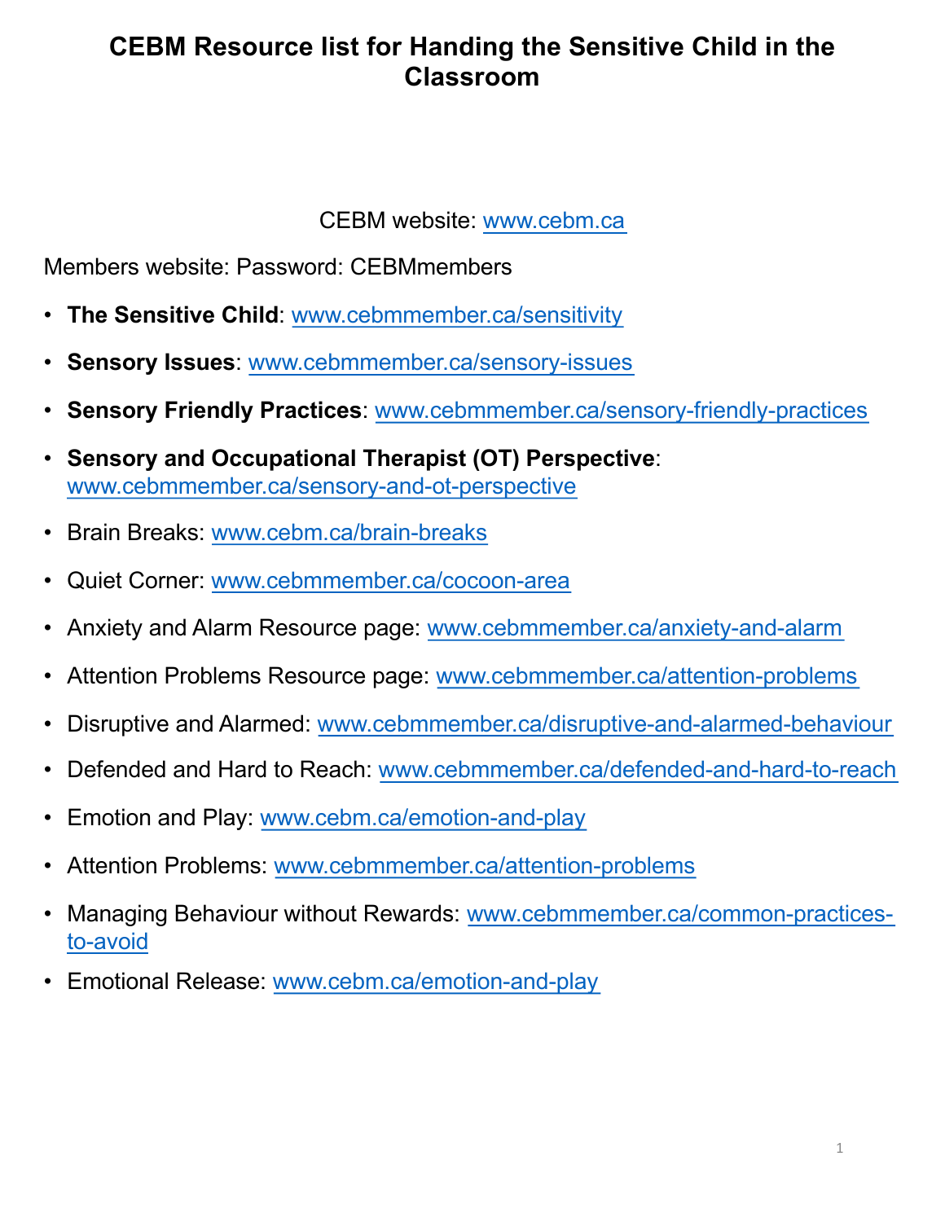# CEBM Resource list for Handing the Sensitive Child in the Classroom

CEBM website: www.cebm.ca

Members website: Password: CEBMmembers

- **The Sensitive Child**: www.cebmmember.ca/sensitivity
- **Sensory Issues**: www.cebmmember.ca/sensory-issues
- **Sensory Friendly Practices**: www.cebmmember.ca/sensory-friendly-practices
- **Sensory and Occupational Therapist (OT) Perspective**: www.cebmmember.ca/sensory-and-ot-perspective
- Brain Breaks: www.cebm.ca/brain-breaks
- Quiet Corner: www.cebmmember.ca/cocoon-area
- Anxiety and Alarm Resource page: www.cebmmember.ca/anxiety-and-alarm
- Attention Problems Resource page: www.cebmmember.ca/attention-problems
- Disruptive and Alarmed: www.cebmmember.ca/disruptive-and-alarmed-behaviour
- Defended and Hard to Reach: www.cebmmember.ca/defended-and-hard-to-reach
- Emotion and Play: www.cebm.ca/emotion-and-play
- Attention Problems: www.cebmmember.ca/attention-problems
- Managing Behaviour without Rewards: www.cebmmember.ca/common-practices-to-avoid
- Emotional Release: www.cebm.ca/emotion-and-play